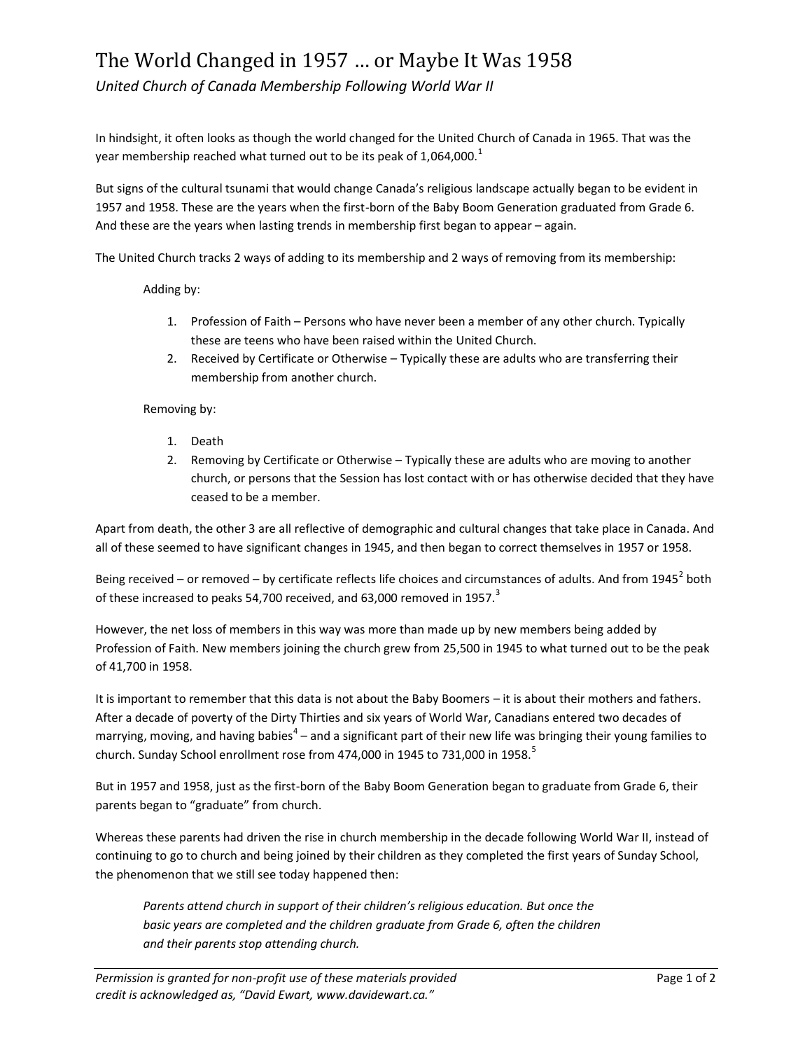# The World Changed in 1957 … or Maybe It Was 1958

*United Church of Canada Membership Following World War II*

In hindsight, it often looks as though the world changed for the United Church of Canada in 1965. That was the year membership reached what turned out to be its peak of 1,064,000.[1]

But signs of the cultural tsunami that would change Canada's religious landscape actually began to be evident in 1957 and 1958. These are the years when the first-born of the Baby Boom Generation graduated from Grade 6. And these are the years when lasting trends in membership first began to appear – again.

The United Church tracks 2 ways of adding to its membership and 2 ways of removing from its membership:

Adding by:

1. Profession of Faith – Persons who have never been a member of any other church. Typically these are teens who have been raised within the United Church.
2. Received by Certificate or Otherwise – Typically these are adults who are transferring their membership from another church.

Removing by:

1. Death
2. Removing by Certificate or Otherwise – Typically these are adults who are moving to another church, or persons that the Session has lost contact with or has otherwise decided that they have ceased to be a member.

Apart from death, the other 3 are all reflective of demographic and cultural changes that take place in Canada. And all of these seemed to have significant changes in 1945, and then began to correct themselves in 1957 or 1958.

Being received – or removed – by certificate reflects life choices and circumstances of adults. And from 1945[2] both of these increased to peaks 54,700 received, and 63,000 removed in 1957.[3]

However, the net loss of members in this way was more than made up by new members being added by Profession of Faith. New members joining the church grew from 25,500 in 1945 to what turned out to be the peak of 41,700 in 1958.

It is important to remember that this data is not about the Baby Boomers – it is about their mothers and fathers. After a decade of poverty of the Dirty Thirties and six years of World War, Canadians entered two decades of marrying, moving, and having babies[4] – and a significant part of their new life was bringing their young families to church. Sunday School enrollment rose from 474,000 in 1945 to 731,000 in 1958.[5]

But in 1957 and 1958, just as the first-born of the Baby Boom Generation began to graduate from Grade 6, their parents began to "graduate" from church.

Whereas these parents had driven the rise in church membership in the decade following World War II, instead of continuing to go to church and being joined by their children as they completed the first years of Sunday School, the phenomenon that we still see today happened then:

> *Parents attend church in support of their children's religious education. But once the basic years are completed and the children graduate from Grade 6, often the children and their parents stop attending church.*

*Permission is granted for non-profit use of these materials provided credit is acknowledged as, "David Ewart, www.davidewart.ca."*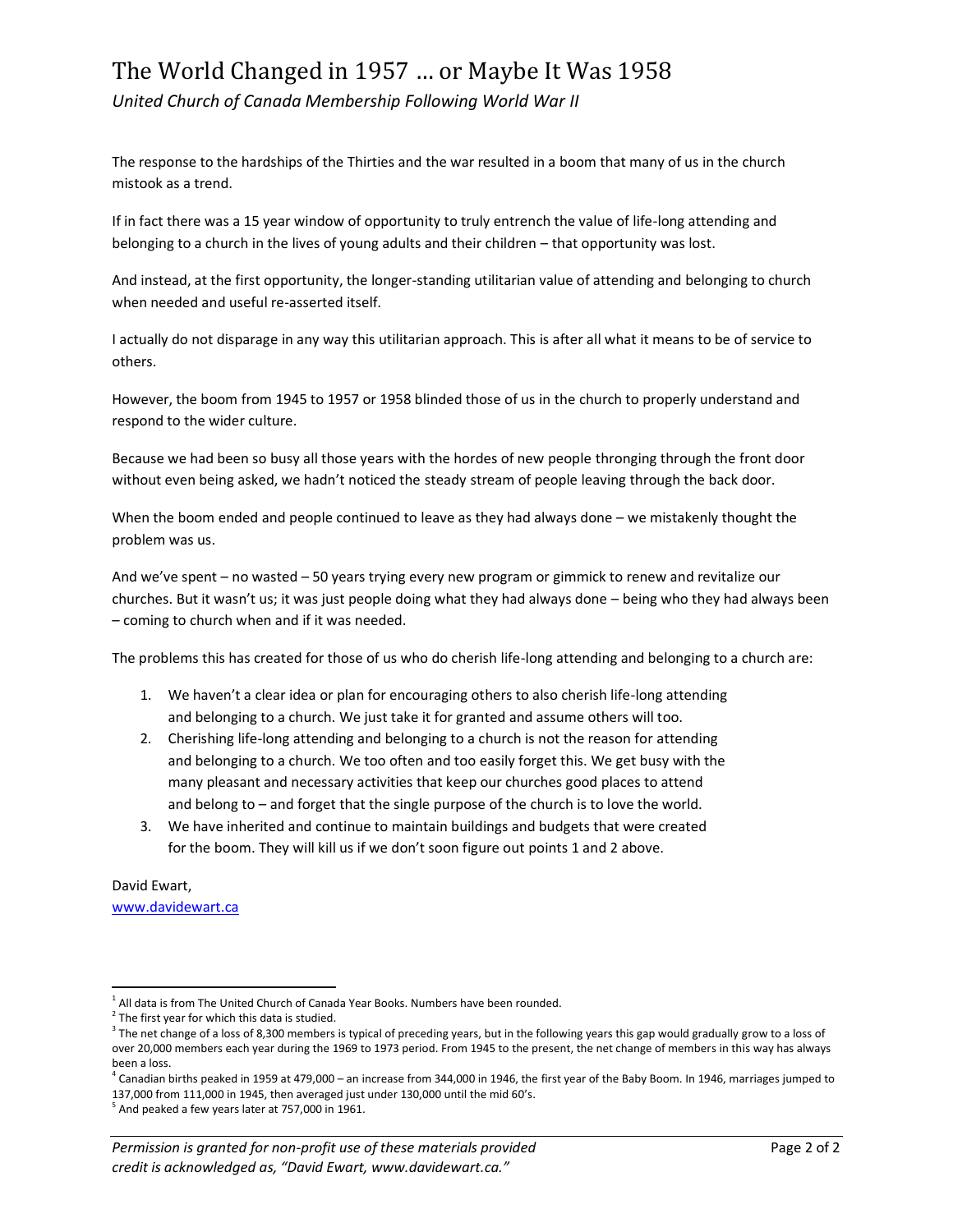# The World Changed in 1957 … or Maybe It Was 1958

*United Church of Canada Membership Following World War II*

The response to the hardships of the Thirties and the war resulted in a boom that many of us in the church mistook as a trend.

If in fact there was a 15 year window of opportunity to truly entrench the value of life-long attending and belonging to a church in the lives of young adults and their children – that opportunity was lost.

And instead, at the first opportunity, the longer-standing utilitarian value of attending and belonging to church when needed and useful re-asserted itself.

I actually do not disparage in any way this utilitarian approach. This is after all what it means to be of service to others.

However, the boom from 1945 to 1957 or 1958 blinded those of us in the church to properly understand and respond to the wider culture.

Because we had been so busy all those years with the hordes of new people thronging through the front door without even being asked, we hadn't noticed the steady stream of people leaving through the back door.

When the boom ended and people continued to leave as they had always done – we mistakenly thought the problem was us.

And we've spent – no wasted – 50 years trying every new program or gimmick to renew and revitalize our churches. But it wasn't us; it was just people doing what they had always done – being who they had always been – coming to church when and if it was needed.

The problems this has created for those of us who do cherish life-long attending and belonging to a church are:

1. We haven't a clear idea or plan for encouraging others to also cherish life-long attending and belonging to a church. We just take it for granted and assume others will too.
2. Cherishing life-long attending and belonging to a church is not the reason for attending and belonging to a church. We too often and too easily forget this. We get busy with the many pleasant and necessary activities that keep our churches good places to attend and belong to – and forget that the single purpose of the church is to love the world.
3. We have inherited and continue to maintain buildings and budgets that were created for the boom. They will kill us if we don't soon figure out points 1 and 2 above.

David Ewart,
www.davidewart.ca

---

[1] All data is from The United Church of Canada Year Books. Numbers have been rounded.

[2] The first year for which this data is studied.

[3] The net change of a loss of 8,300 members is typical of preceding years, but in the following years this gap would gradually grow to a loss of over 20,000 members each year during the 1969 to 1973 period. From 1945 to the present, the net change of members in this way has always been a loss.

[4] Canadian births peaked in 1959 at 479,000 – an increase from 344,000 in 1946, the first year of the Baby Boom. In 1946, marriages jumped to 137,000 from 111,000 in 1945, then averaged just under 130,000 until the mid 60's.

[5] And peaked a few years later at 757,000 in 1961.

*Permission is granted for non-profit use of these materials provided credit is acknowledged as, "David Ewart, www.davidewart.ca."*